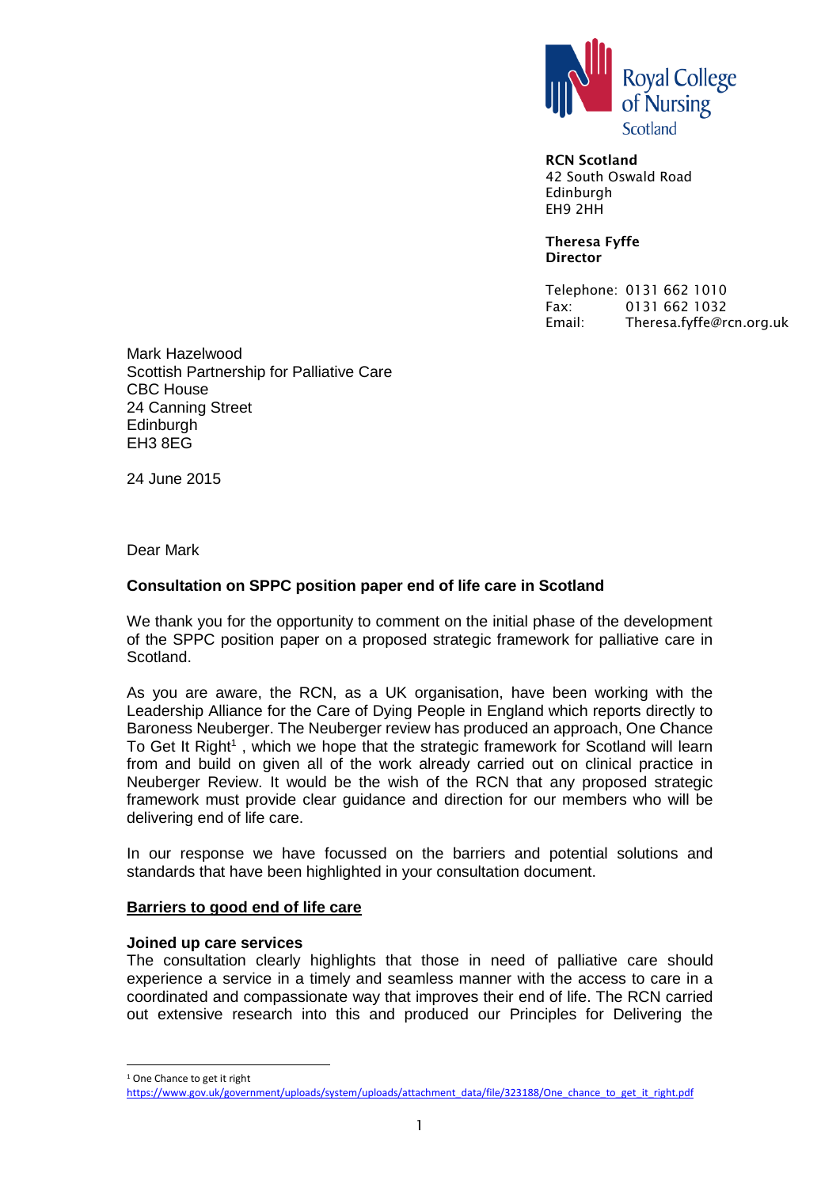Royal College of Nursing Scotland

**RCN Scotland**
42 South Oswald Road
Edinburgh
EH9 2HH

**Theresa Fyffe**
**Director**

Telephone: 0131 662 1010
Fax: 0131 662 1032
Email: Theresa.fyffe@rcn.org.uk

Mark Hazelwood
Scottish Partnership for Palliative Care
CBC House
24 Canning Street
Edinburgh
EH3 8EG

24 June 2015

Dear Mark

**Consultation on SPPC position paper end of life care in Scotland**

We thank you for the opportunity to comment on the initial phase of the development of the SPPC position paper on a proposed strategic framework for palliative care in Scotland.

As you are aware, the RCN, as a UK organisation, have been working with the Leadership Alliance for the Care of Dying People in England which reports directly to Baroness Neuberger. The Neuberger review has produced an approach, One Chance To Get It Right[1] , which we hope that the strategic framework for Scotland will learn from and build on given all of the work already carried out on clinical practice in Neuberger Review. It would be the wish of the RCN that any proposed strategic framework must provide clear guidance and direction for our members who will be delivering end of life care.

In our response we have focussed on the barriers and potential solutions and standards that have been highlighted in your consultation document.

**<u>Barriers to good end of life care</u>**

**Joined up care services**

The consultation clearly highlights that those in need of palliative care should experience a service in a timely and seamless manner with the access to care in a coordinated and compassionate way that improves their end of life. The RCN carried out extensive research into this and produced our Principles for Delivering the

---

[1] One Chance to get it right
https://www.gov.uk/government/uploads/system/uploads/attachment_data/file/323188/One_chance_to_get_it_right.pdf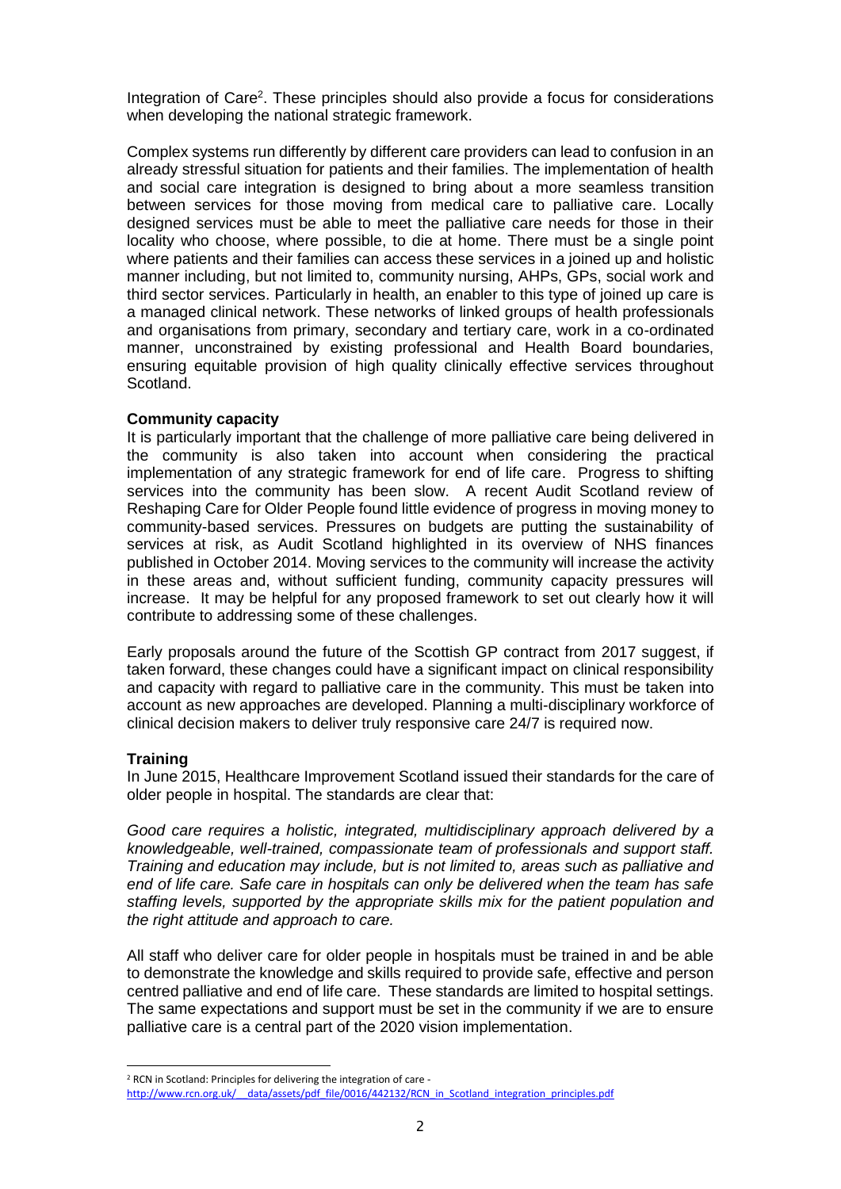Integration of Care[2]. These principles should also provide a focus for considerations when developing the national strategic framework.

Complex systems run differently by different care providers can lead to confusion in an already stressful situation for patients and their families. The implementation of health and social care integration is designed to bring about a more seamless transition between services for those moving from medical care to palliative care. Locally designed services must be able to meet the palliative care needs for those in their locality who choose, where possible, to die at home. There must be a single point where patients and their families can access these services in a joined up and holistic manner including, but not limited to, community nursing, AHPs, GPs, social work and third sector services. Particularly in health, an enabler to this type of joined up care is a managed clinical network. These networks of linked groups of health professionals and organisations from primary, secondary and tertiary care, work in a co-ordinated manner, unconstrained by existing professional and Health Board boundaries, ensuring equitable provision of high quality clinically effective services throughout Scotland.

**Community capacity**

It is particularly important that the challenge of more palliative care being delivered in the community is also taken into account when considering the practical implementation of any strategic framework for end of life care. Progress to shifting services into the community has been slow. A recent Audit Scotland review of Reshaping Care for Older People found little evidence of progress in moving money to community-based services. Pressures on budgets are putting the sustainability of services at risk, as Audit Scotland highlighted in its overview of NHS finances published in October 2014. Moving services to the community will increase the activity in these areas and, without sufficient funding, community capacity pressures will increase. It may be helpful for any proposed framework to set out clearly how it will contribute to addressing some of these challenges.

Early proposals around the future of the Scottish GP contract from 2017 suggest, if taken forward, these changes could have a significant impact on clinical responsibility and capacity with regard to palliative care in the community. This must be taken into account as new approaches are developed. Planning a multi-disciplinary workforce of clinical decision makers to deliver truly responsive care 24/7 is required now.

**Training**

In June 2015, Healthcare Improvement Scotland issued their standards for the care of older people in hospital. The standards are clear that:

*Good care requires a holistic, integrated, multidisciplinary approach delivered by a knowledgeable, well-trained, compassionate team of professionals and support staff. Training and education may include, but is not limited to, areas such as palliative and end of life care. Safe care in hospitals can only be delivered when the team has safe staffing levels, supported by the appropriate skills mix for the patient population and the right attitude and approach to care.*

All staff who deliver care for older people in hospitals must be trained in and be able to demonstrate the knowledge and skills required to provide safe, effective and person centred palliative and end of life care. These standards are limited to hospital settings. The same expectations and support must be set in the community if we are to ensure palliative care is a central part of the 2020 vision implementation.

---

[2] RCN in Scotland: Principles for delivering the integration of care - http://www.rcn.org.uk/__data/assets/pdf_file/0016/442132/RCN_in_Scotland_integration_principles.pdf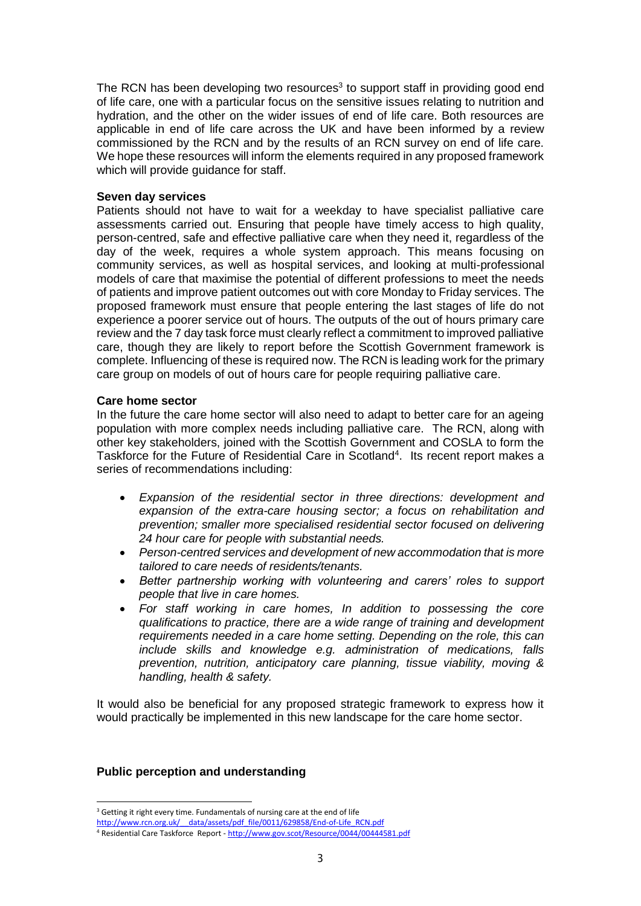The RCN has been developing two resources[3] to support staff in providing good end of life care, one with a particular focus on the sensitive issues relating to nutrition and hydration, and the other on the wider issues of end of life care. Both resources are applicable in end of life care across the UK and have been informed by a review commissioned by the RCN and by the results of an RCN survey on end of life care. We hope these resources will inform the elements required in any proposed framework which will provide guidance for staff.

**Seven day services**

Patients should not have to wait for a weekday to have specialist palliative care assessments carried out. Ensuring that people have timely access to high quality, person-centred, safe and effective palliative care when they need it, regardless of the day of the week, requires a whole system approach. This means focusing on community services, as well as hospital services, and looking at multi-professional models of care that maximise the potential of different professions to meet the needs of patients and improve patient outcomes out with core Monday to Friday services. The proposed framework must ensure that people entering the last stages of life do not experience a poorer service out of hours. The outputs of the out of hours primary care review and the 7 day task force must clearly reflect a commitment to improved palliative care, though they are likely to report before the Scottish Government framework is complete. Influencing of these is required now. The RCN is leading work for the primary care group on models of out of hours care for people requiring palliative care.

**Care home sector**

In the future the care home sector will also need to adapt to better care for an ageing population with more complex needs including palliative care. The RCN, along with other key stakeholders, joined with the Scottish Government and COSLA to form the Taskforce for the Future of Residential Care in Scotland[4]. Its recent report makes a series of recommendations including:

- *Expansion of the residential sector in three directions: development and expansion of the extra-care housing sector; a focus on rehabilitation and prevention; smaller more specialised residential sector focused on delivering 24 hour care for people with substantial needs.*
- *Person-centred services and development of new accommodation that is more tailored to care needs of residents/tenants.*
- *Better partnership working with volunteering and carers' roles to support people that live in care homes.*
- *For staff working in care homes, In addition to possessing the core qualifications to practice, there are a wide range of training and development requirements needed in a care home setting. Depending on the role, this can include skills and knowledge e.g. administration of medications, falls prevention, nutrition, anticipatory care planning, tissue viability, moving & handling, health & safety.*

It would also be beneficial for any proposed strategic framework to express how it would practically be implemented in this new landscape for the care home sector.

**Public perception and understanding**

---

[3] Getting it right every time. Fundamentals of nursing care at the end of life http://www.rcn.org.uk/__data/assets/pdf_file/0011/629858/End-of-Life_RCN.pdf

[4] Residential Care Taskforce Report - http://www.gov.scot/Resource/0044/00444581.pdf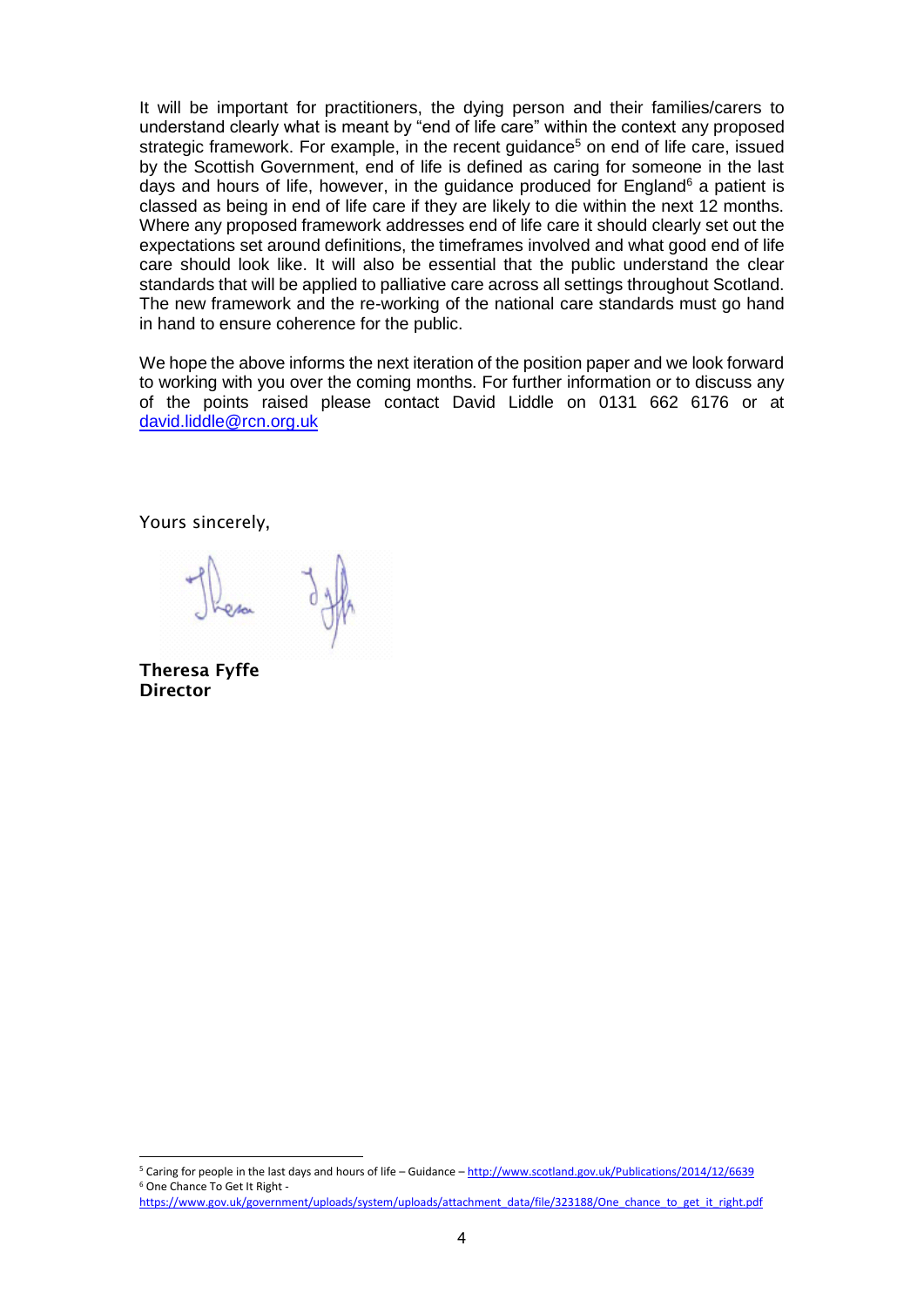It will be important for practitioners, the dying person and their families/carers to understand clearly what is meant by "end of life care" within the context any proposed strategic framework. For example, in the recent guidance[5] on end of life care, issued by the Scottish Government, end of life is defined as caring for someone in the last days and hours of life, however, in the guidance produced for England[6] a patient is classed as being in end of life care if they are likely to die within the next 12 months. Where any proposed framework addresses end of life care it should clearly set out the expectations set around definitions, the timeframes involved and what good end of life care should look like. It will also be essential that the public understand the clear standards that will be applied to palliative care across all settings throughout Scotland. The new framework and the re-working of the national care standards must go hand in hand to ensure coherence for the public.

We hope the above informs the next iteration of the position paper and we look forward to working with you over the coming months. For further information or to discuss any of the points raised please contact David Liddle on 0131 662 6176 or at david.liddle@rcn.org.uk

Yours sincerely,

**Theresa Fyffe**
**Director**

---

[5] Caring for people in the last days and hours of life – Guidance – http://www.scotland.gov.uk/Publications/2014/12/6639

[6] One Chance To Get It Right - https://www.gov.uk/government/uploads/system/uploads/attachment_data/file/323188/One_chance_to_get_it_right.pdf